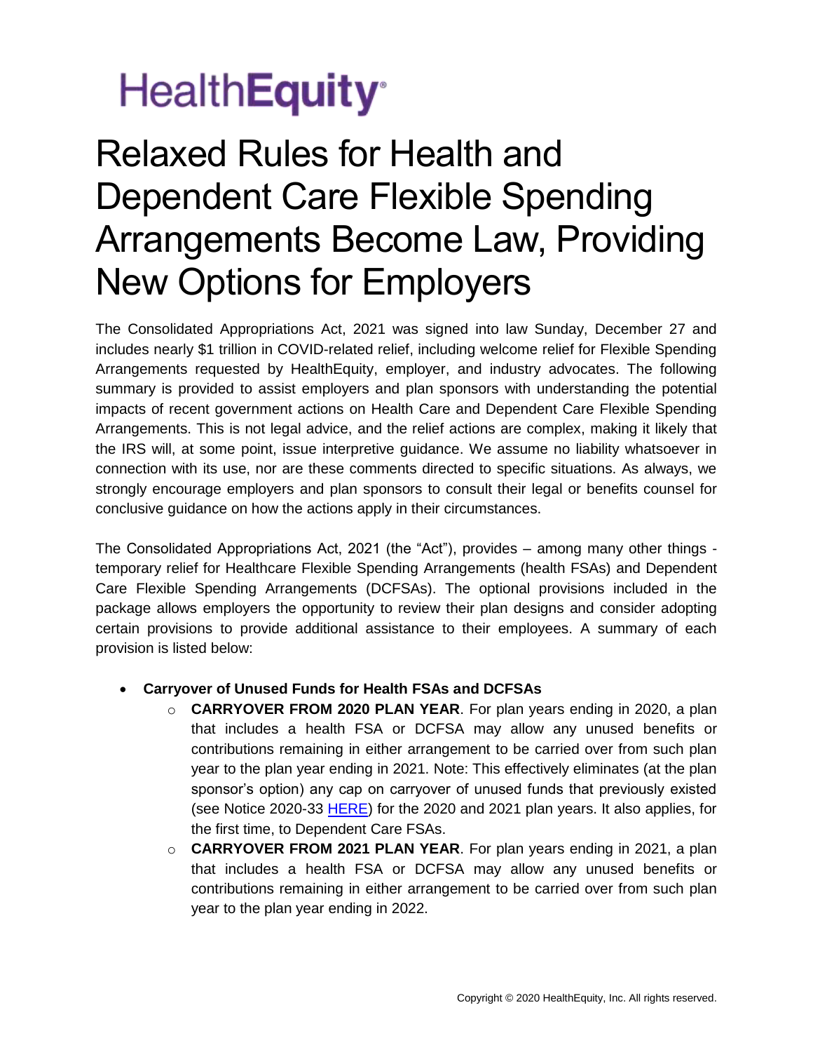HealthEquity

# Relaxed Rules for Health and Dependent Care Flexible Spending Arrangements Become Law, Providing New Options for Employers

The Consolidated Appropriations Act, 2021 was signed into law Sunday, December 27 and includes nearly $1 trillion in COVID-related relief, including welcome relief for Flexible Spending Arrangements requested by HealthEquity, employer, and industry advocates. The following summary is provided to assist employers and plan sponsors with understanding the potential impacts of recent government actions on Health Care and Dependent Care Flexible Spending Arrangements. This is not legal advice, and the relief actions are complex, making it likely that the IRS will, at some point, issue interpretive guidance. We assume no liability whatsoever in connection with its use, nor are these comments directed to specific situations. As always, we strongly encourage employers and plan sponsors to consult their legal or benefits counsel for conclusive guidance on how the actions apply in their circumstances.

The Consolidated Appropriations Act, 2021 (the "Act"), provides – among many other things - temporary relief for Healthcare Flexible Spending Arrangements (health FSAs) and Dependent Care Flexible Spending Arrangements (DCFSAs). The optional provisions included in the package allows employers the opportunity to review their plan designs and consider adopting certain provisions to provide additional assistance to their employees. A summary of each provision is listed below:

- **Carryover of Unused Funds for Health FSAs and DCFSAs**
  - **CARRYOVER FROM 2020 PLAN YEAR**. For plan years ending in 2020, a plan that includes a health FSA or DCFSA may allow any unused benefits or contributions remaining in either arrangement to be carried over from such plan year to the plan year ending in 2021. Note: This effectively eliminates (at the plan sponsor's option) any cap on carryover of unused funds that previously existed (see Notice 2020-33 HERE) for the 2020 and 2021 plan years. It also applies, for the first time, to Dependent Care FSAs.
  - **CARRYOVER FROM 2021 PLAN YEAR**. For plan years ending in 2021, a plan that includes a health FSA or DCFSA may allow any unused benefits or contributions remaining in either arrangement to be carried over from such plan year to the plan year ending in 2022.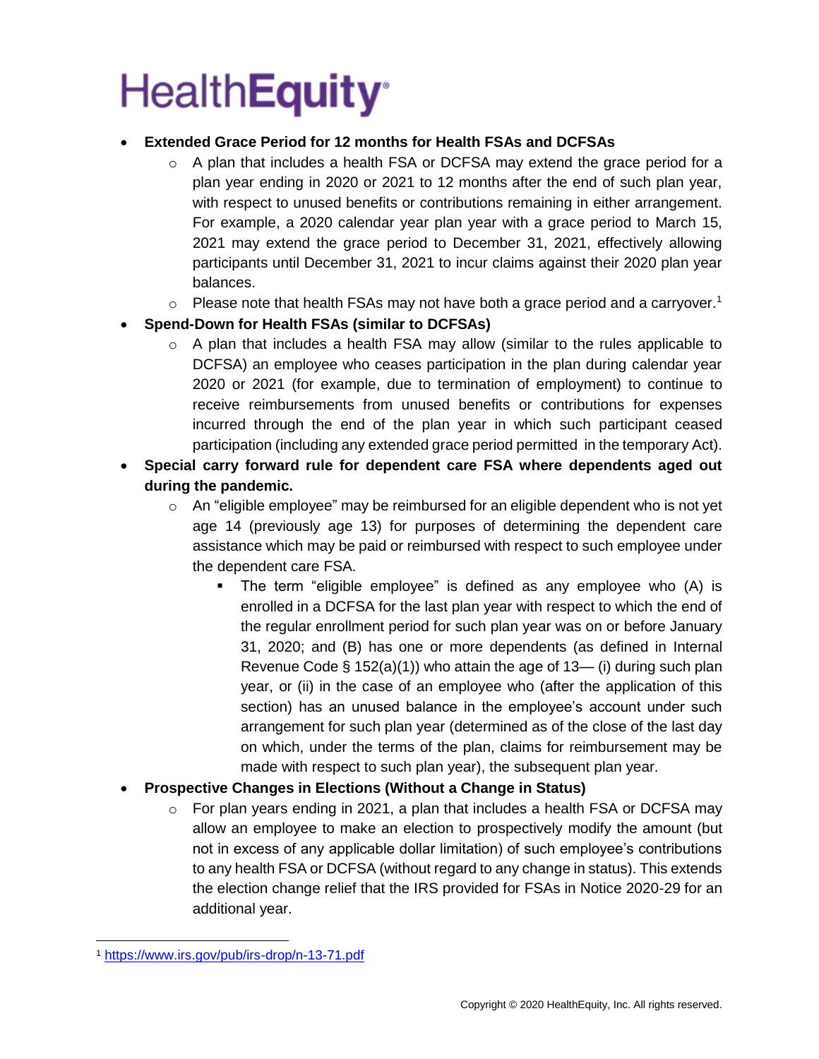- **Extended Grace Period for 12 months for Health FSAs and DCFSAs**
  - A plan that includes a health FSA or DCFSA may extend the grace period for a plan year ending in 2020 or 2021 to 12 months after the end of such plan year, with respect to unused benefits or contributions remaining in either arrangement. For example, a 2020 calendar year plan year with a grace period to March 15, 2021 may extend the grace period to December 31, 2021, effectively allowing participants until December 31, 2021 to incur claims against their 2020 plan year balances.
  - Please note that health FSAs may not have both a grace period and a carryover.[1]
- **Spend-Down for Health FSAs (similar to DCFSAs)**
  - A plan that includes a health FSA may allow (similar to the rules applicable to DCFSA) an employee who ceases participation in the plan during calendar year 2020 or 2021 (for example, due to termination of employment) to continue to receive reimbursements from unused benefits or contributions for expenses incurred through the end of the plan year in which such participant ceased participation (including any extended grace period permitted in the temporary Act).
- **Special carry forward rule for dependent care FSA where dependents aged out during the pandemic.**
  - An "eligible employee" may be reimbursed for an eligible dependent who is not yet age 14 (previously age 13) for purposes of determining the dependent care assistance which may be paid or reimbursed with respect to such employee under the dependent care FSA.
    - The term "eligible employee" is defined as any employee who (A) is enrolled in a DCFSA for the last plan year with respect to which the end of the regular enrollment period for such plan year was on or before January 31, 2020; and (B) has one or more dependents (as defined in Internal Revenue Code § 152(a)(1)) who attain the age of 13— (i) during such plan year, or (ii) in the case of an employee who (after the application of this section) has an unused balance in the employee's account under such arrangement for such plan year (determined as of the close of the last day on which, under the terms of the plan, claims for reimbursement may be made with respect to such plan year), the subsequent plan year.
- **Prospective Changes in Elections (Without a Change in Status)**
  - For plan years ending in 2021, a plan that includes a health FSA or DCFSA may allow an employee to make an election to prospectively modify the amount (but not in excess of any applicable dollar limitation) of such employee's contributions to any health FSA or DCFSA (without regard to any change in status). This extends the election change relief that the IRS provided for FSAs in Notice 2020-29 for an additional year.

---

[1] https://www.irs.gov/pub/irs-drop/n-13-71.pdf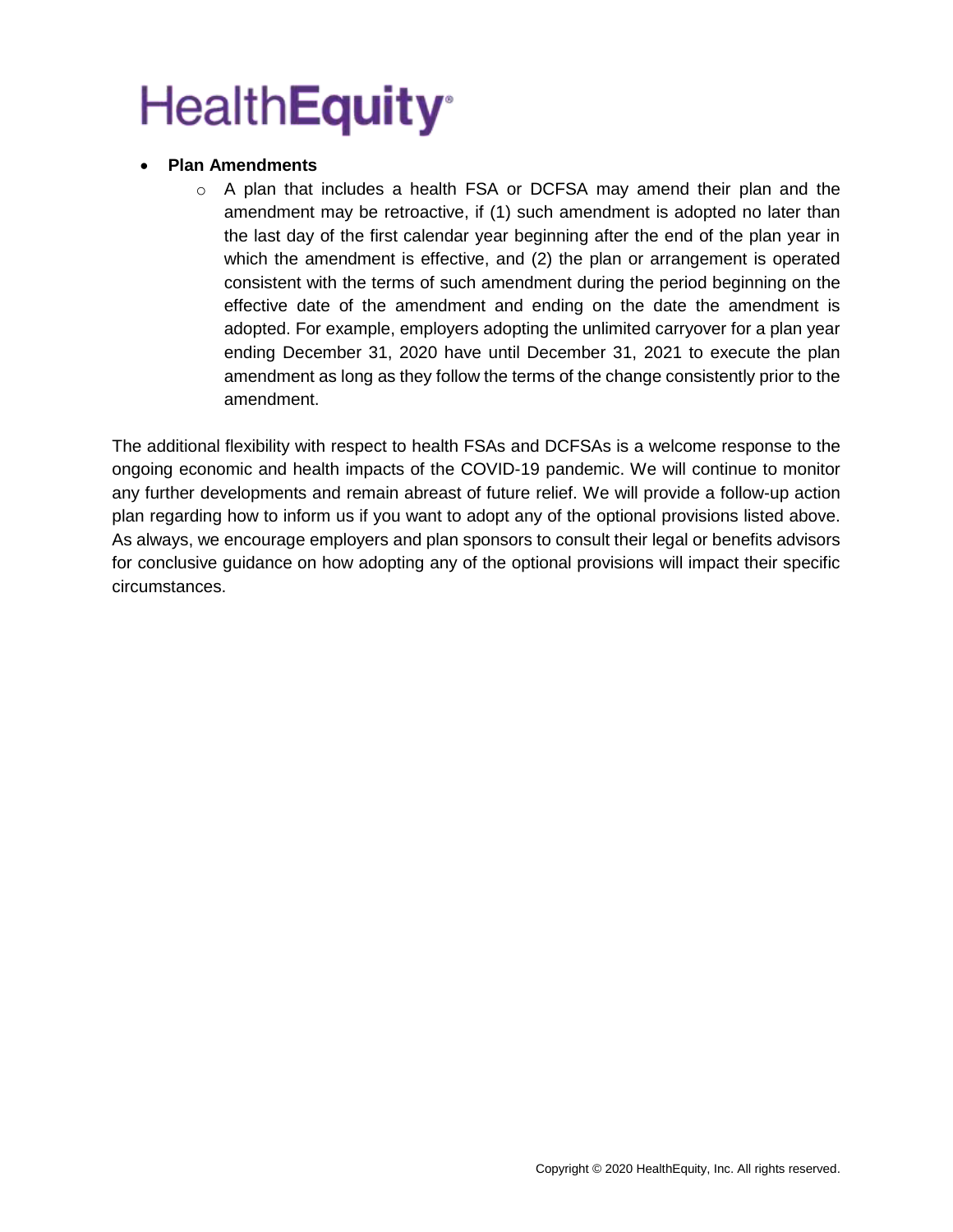- **Plan Amendments**
  - A plan that includes a health FSA or DCFSA may amend their plan and the amendment may be retroactive, if (1) such amendment is adopted no later than the last day of the first calendar year beginning after the end of the plan year in which the amendment is effective, and (2) the plan or arrangement is operated consistent with the terms of such amendment during the period beginning on the effective date of the amendment and ending on the date the amendment is adopted. For example, employers adopting the unlimited carryover for a plan year ending December 31, 2020 have until December 31, 2021 to execute the plan amendment as long as they follow the terms of the change consistently prior to the amendment.

The additional flexibility with respect to health FSAs and DCFSAs is a welcome response to the ongoing economic and health impacts of the COVID-19 pandemic. We will continue to monitor any further developments and remain abreast of future relief. We will provide a follow-up action plan regarding how to inform us if you want to adopt any of the optional provisions listed above. As always, we encourage employers and plan sponsors to consult their legal or benefits advisors for conclusive guidance on how adopting any of the optional provisions will impact their specific circumstances.